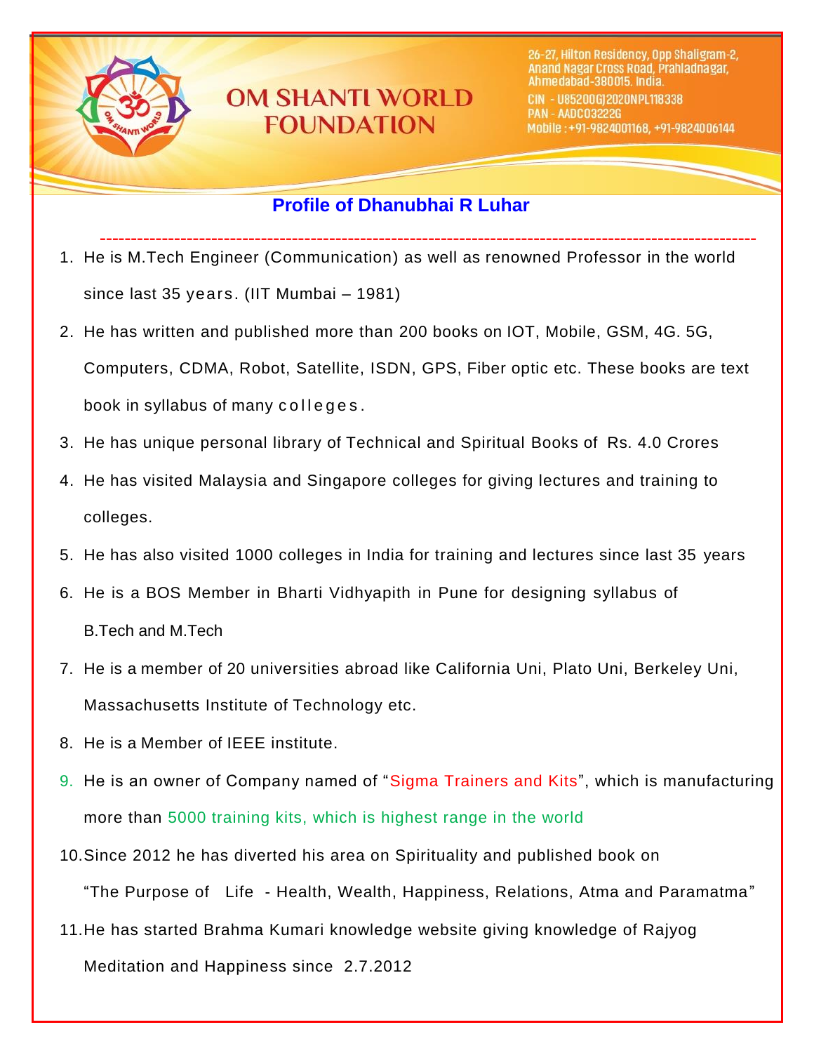# OM SHANTI WORLD FOUNDATION

26-27, Hilton Residency, Opp Shaligram-2, Anand Nagar Cross Road, Prahladnagar, Ahmedabad-380015. India.
CIN - U85200GJ2020NPL118338
PAN - AADCO3222G
Mobile : +91-9824001168, +91-9824006144

## Profile of Dhanubhai R Luhar

1. He is M.Tech Engineer (Communication) as well as renowned Professor in the world since last 35 years. (IIT Mumbai – 1981)
2. He has written and published more than 200 books on IOT, Mobile, GSM, 4G. 5G, Computers, CDMA, Robot, Satellite, ISDN, GPS, Fiber optic etc. These books are text book in syllabus of many colleges.
3. He has unique personal library of Technical and Spiritual Books of Rs. 4.0 Crores
4. He has visited Malaysia and Singapore colleges for giving lectures and training to colleges.
5. He has also visited 1000 colleges in India for training and lectures since last 35 years
6. He is a BOS Member in Bharti Vidhyapith in Pune for designing syllabus of B.Tech and M.Tech
7. He is a member of 20 universities abroad like California Uni, Plato Uni, Berkeley Uni, Massachusetts Institute of Technology etc.
8. He is a Member of IEEE institute.
9. He is an owner of Company named of "Sigma Trainers and Kits", which is manufacturing more than 5000 training kits, which is highest range in the world
10. Since 2012 he has diverted his area on Spirituality and published book on "The Purpose of Life - Health, Wealth, Happiness, Relations, Atma and Paramatma"
11. He has started Brahma Kumari knowledge website giving knowledge of Rajyog Meditation and Happiness since 2.7.2012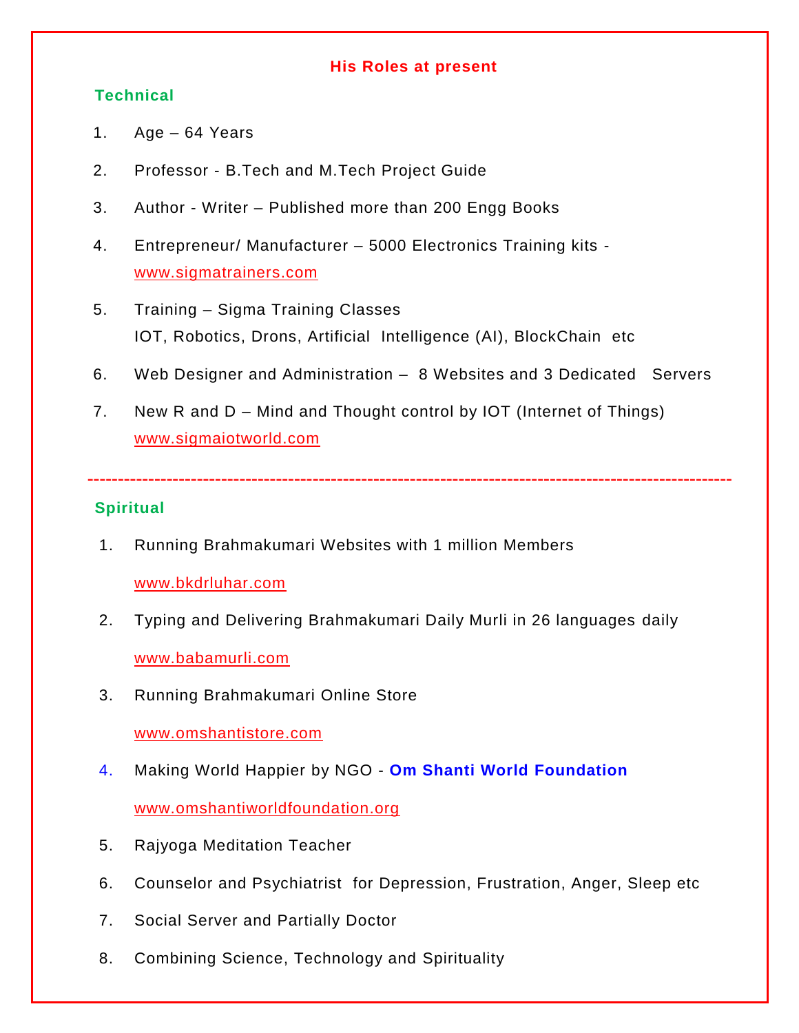## His Roles at present

### Technical

1. Age – 64 Years
2. Professor - B.Tech and M.Tech Project Guide
3. Author - Writer – Published more than 200 Engg Books
4. Entrepreneur/ Manufacturer – 5000 Electronics Training kits - www.sigmatrainers.com
5. Training – Sigma Training Classes
   IOT, Robotics, Drons, Artificial Intelligence (AI), BlockChain etc
6. Web Designer and Administration – 8 Websites and 3 Dedicated Servers
7. New R and D – Mind and Thought control by IOT (Internet of Things)
   www.sigmaiotworld.com

---

### Spiritual

1. Running Brahmakumari Websites with 1 million Members
   www.bkdrluhar.com
2. Typing and Delivering Brahmakumari Daily Murli in 26 languages daily
   www.babamurli.com
3. Running Brahmakumari Online Store
   www.omshantistore.com
4. Making World Happier by NGO - **Om Shanti World Foundation**
   www.omshantiworldfoundation.org
5. Rajyoga Meditation Teacher
6. Counselor and Psychiatrist for Depression, Frustration, Anger, Sleep etc
7. Social Server and Partially Doctor
8. Combining Science, Technology and Spirituality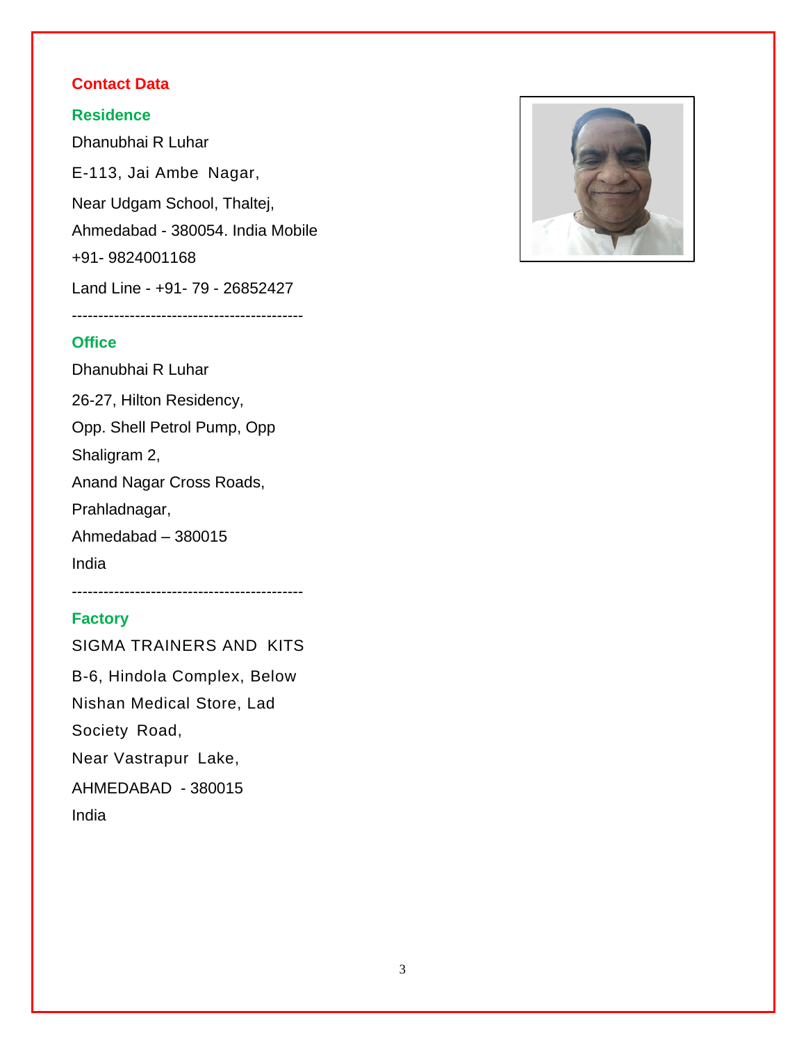## Contact Data

### Residence

Dhanubhai R Luhar

E-113, Jai Ambe Nagar,

Near Udgam School, Thaltej,

Ahmedabad - 380054. India Mobile

+91- 9824001168

Land Line - +91- 79 - 26852427

--------------------------------------------

### Office

Dhanubhai R Luhar

26-27, Hilton Residency,

Opp. Shell Petrol Pump, Opp

Shaligram 2,

Anand Nagar Cross Roads,

Prahladnagar,

Ahmedabad – 380015

India

--------------------------------------------

### Factory

SIGMA TRAINERS AND KITS

B-6, Hindola Complex, Below

Nishan Medical Store, Lad

Society Road,

Near Vastrapur Lake,

AHMEDABAD - 380015

India